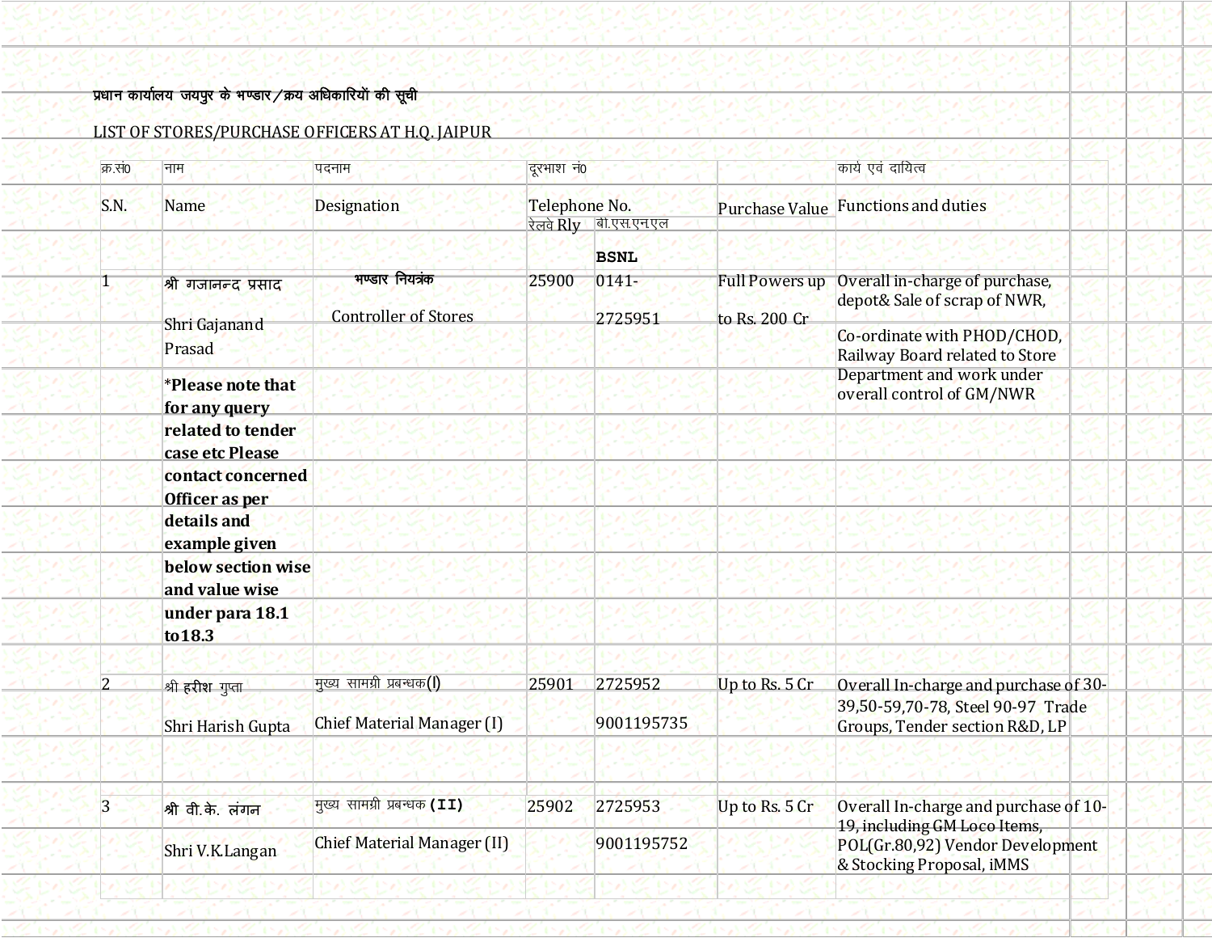प्रधान कार्यालय जयपुर के भण्डार/क्रय अधिकारियों की सूची

LIST OF STORES/PURCHASE OFFICERS AT H.Q. JAIPUR

| क्र.सं0<br>S.N. | नाम<br>Name | पदनाम<br>Designation | दूरभाष नं0<br>Telephone No.<br>रेलवे Rly | बी.एस.एन.एल<br>BSNL | Purchase Value | कार्य एवं दायित्व<br>Functions and duties |
|---|---|---|---|---|---|---|
| 1 | श्री गजानन्द प्रसाद<br>Shri Gajanand Prasad<br>**\*Please note that for any query related to tender case etc Please contact concerned Officer as per details and example given below section wise and value wise under para 18.1 to18.3** | भण्डार नियत्रंक<br>Controller of Stores | 25900 | 0141-2725951 | Full Powers up to Rs. 200 Cr | Overall in-charge of purchase, depot& Sale of scrap of NWR,<br>Co-ordinate with PHOD/CHOD, Railway Board related to Store Department and work under overall control of GM/NWR |
| 2 | श्री हरीश गुप्ता<br>Shri Harish Gupta | मुख्य सामग्री प्रबन्धक(I)<br>Chief Material Manager (I) | 25901 | 2725952<br>9001195735 | Up to Rs. 5 Cr | Overall In-charge and purchase of 30-39,50-59,70-78, Steel 90-97 Trade Groups, Tender section R&D, LP |
| 3 | श्री वी.के. लंगन<br>Shri V.K.Langan | मुख्य सामग्री प्रबन्धक(II)<br>Chief Material Manager (II) | 25902 | 2725953<br>9001195752 | Up to Rs. 5 Cr | Overall In-charge and purchase of 10-19, including GM Loco Items, POL(Gr.80,92) Vendor Development & Stocking Proposal, iMMS |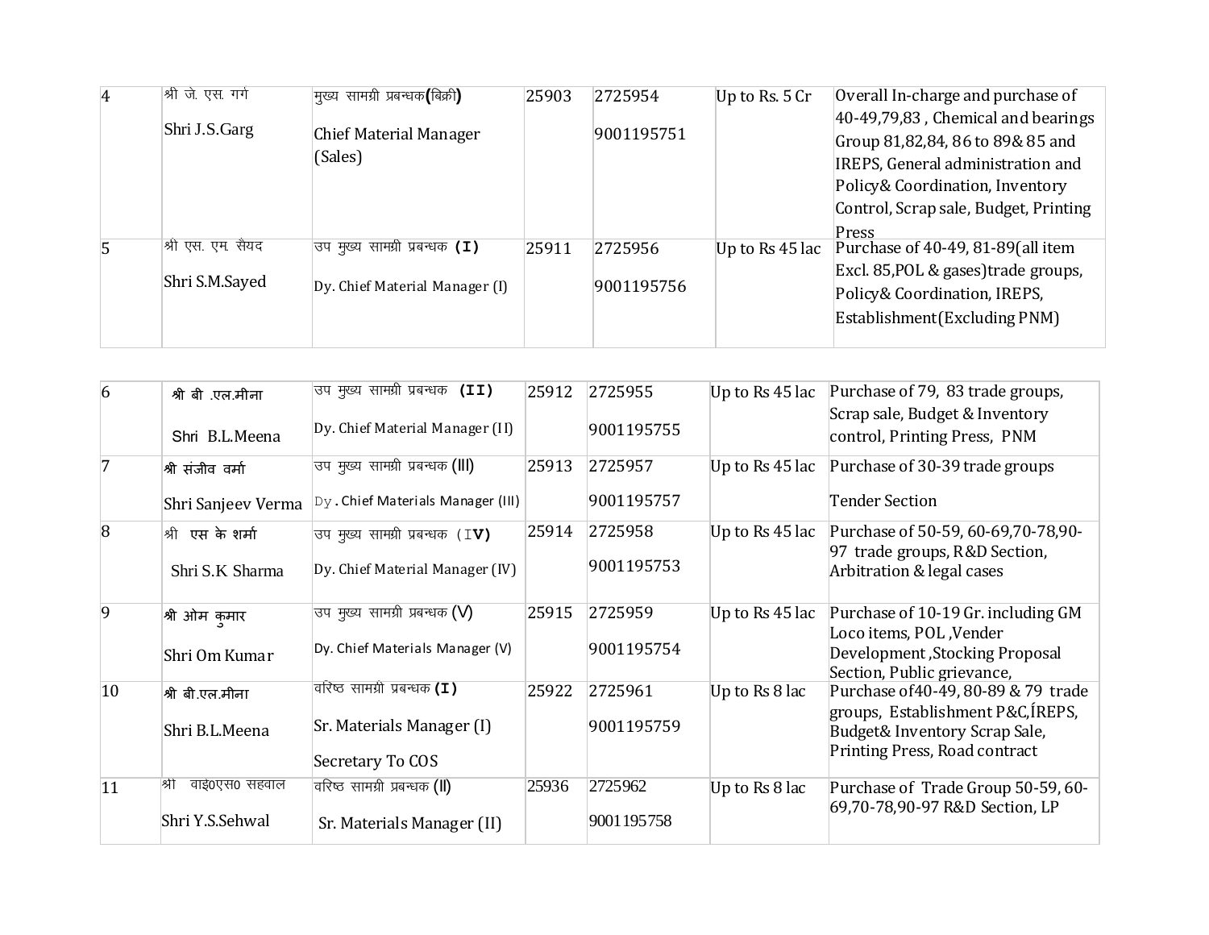| 4 | श्री जे. एस. गर्ग<br>Shri J.S.Garg | मुख्य सामग्री प्रबन्धक(बिक्री)<br>Chief Material Manager (Sales) | 25903 | 2725954<br>9001195751 | Up to Rs. 5 Cr | Overall In-charge and purchase of 40-49,79,83 , Chemical and bearings Group 81,82,84, 86 to 89& 85 and IREPS, General administration and Policy& Coordination, Inventory Control, Scrap sale, Budget, Printing Press |
|---|---|---|---|---|---|---|
| 5 | श्री एस. एम. सैयद<br>Shri S.M.Sayed | उप मुख्य सामग्री प्रबन्धक (I)<br>Dy. Chief Material Manager (I) | 25911 | 2725956<br>9001195756 | Up to Rs 45 lac | Purchase of 40-49, 81-89(all item Excl. 85,POL & gases)trade groups, Policy& Coordination, IREPS, Establishment(Excluding PNM) |
| 6 | श्री बी .एल.मीना<br>Shri B.L.Meena | उप मुख्य सामग्री प्रबन्धक (II)<br>Dy. Chief Material Manager (II) | 25912 | 2725955<br>9001195755 | Up to Rs 45 lac | Purchase of 79, 83 trade groups, Scrap sale, Budget & Inventory control, Printing Press, PNM |
| 7 | श्री संजीव वर्मा<br>Shri Sanjeev Verma | उप मुख्य सामग्री प्रबन्धक (III)<br>Dy. Chief Materials Manager (III) | 25913 | 2725957<br>9001195757 | Up to Rs 45 lac | Purchase of 30-39 trade groups<br>Tender Section |
| 8 | श्री एस के शर्मा<br>Shri S.K Sharma | उप मुख्य सामग्री प्रबन्धक (IV)<br>Dy. Chief Material Manager (IV) | 25914 | 2725958<br>9001195753 | Up to Rs 45 lac | Purchase of 50-59, 60-69,70-78,90-97 trade groups, R&D Section, Arbitration & legal cases |
| 9 | श्री ओम कुमार<br>Shri Om Kumar | उप मुख्य सामग्री प्रबन्धक (V)<br>Dy. Chief Materials Manager (V) | 25915 | 2725959<br>9001195754 | Up to Rs 45 lac | Purchase of 10-19 Gr. including GM Loco items, POL ,Vender Development ,Stocking Proposal Section, Public grievance, |
| 10 | श्री बी.एल.मीना<br>Shri B.L.Meena | वरिष्ठ सामग्री प्रबन्धक (I)<br>Sr. Materials Manager (I)<br>Secretary To COS | 25922 | 2725961<br>9001195759 | Up to Rs 8 lac | Purchase of40-49, 80-89 & 79 trade groups, Establishment P&C,ÍREPS, Budget& Inventory Scrap Sale, Printing Press, Road contract |
| 11 | श्री वाइ0एस0 सहवाल<br>Shri Y.S.Sehwal | वरिष्ठ सामग्री प्रबन्धक (II)<br>Sr. Materials Manager (II) | 25936 | 2725962<br>9001195758 | Up to Rs 8 lac | Purchase of Trade Group 50-59, 60-69,70-78,90-97 R&D Section, LP |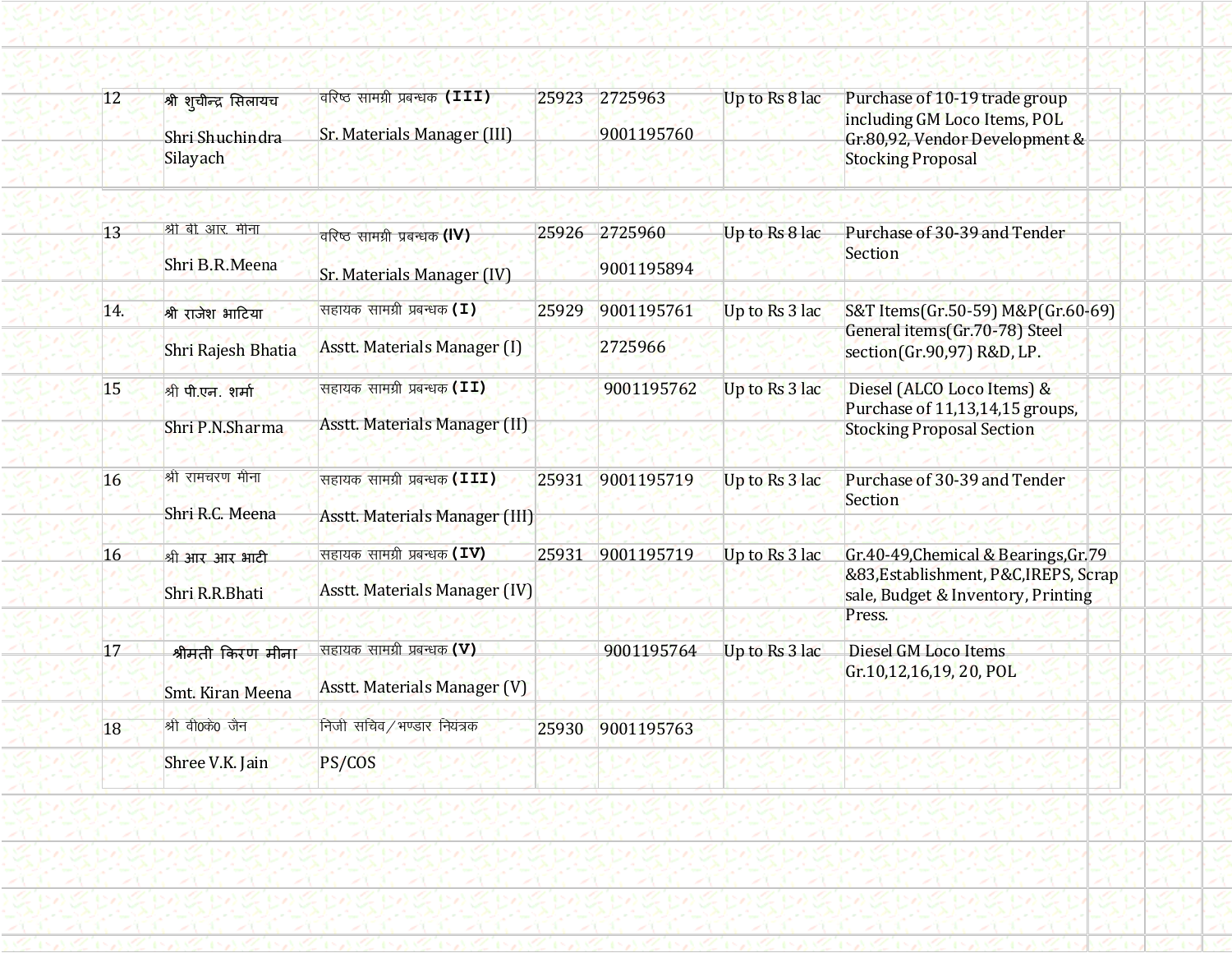| 12 | श्री शुचीन्द्र सिलायच<br><br>Shri Shuchindra Silayach | वरिष्ठ सामग्री प्रबन्धक (III)<br><br>Sr. Materials Manager (III) | 25923 | 2725963<br><br>9001195760 | Up to Rs 8 lac | Purchase of 10-19 trade group including GM Loco Items, POL Gr.80,92, Vendor Development & Stocking Proposal |
|---|---|---|---|---|---|---|
| 13 | श्री बी आर. मीना<br><br>Shri B.R.Meena | वरिष्ठ सामग्री प्रबन्धक (IV)<br><br>Sr. Materials Manager (IV) | 25926 | 2725960<br><br>9001195894 | Up to Rs 8 lac | Purchase of 30-39 and Tender Section |
| 14. | श्री राजेश भाटिया<br><br>Shri Rajesh Bhatia | सहायक सामग्री प्रबन्धक (I)<br><br>Asstt. Materials Manager (I) | 25929 | 9001195761<br><br>2725966 | Up to Rs 3 lac | S&T Items(Gr.50-59) M&P(Gr.60-69) General items(Gr.70-78) Steel section(Gr.90,97) R&D, LP. |
| 15 | श्री पी.एन. शर्मा<br><br>Shri P.N.Sharma | सहायक सामग्री प्रबन्धक (II)<br><br>Asstt. Materials Manager (II) | | 9001195762 | Up to Rs 3 lac | Diesel (ALCO Loco Items) & Purchase of 11,13,14,15 groups, Stocking Proposal Section |
| 16 | श्री रामचरण मीना<br><br>Shri R.C. Meena | सहायक सामग्री प्रबन्धक (III)<br><br>Asstt. Materials Manager (III) | 25931 | 9001195719 | Up to Rs 3 lac | Purchase of 30-39 and Tender Section |
| 16 | श्री आर आर भाटी<br><br>Shri R.R.Bhati | सहायक सामग्री प्रबन्धक (IV)<br><br>Asstt. Materials Manager (IV) | 25931 | 9001195719 | Up to Rs 3 lac | Gr.40-49,Chemical & Bearings,Gr.79 &83,Establishment, P&C,IREPS, Scrap sale, Budget & Inventory, Printing Press. |
| 17 | श्रीमती किरण मीना<br><br>Smt. Kiran Meena | सहायक सामग्री प्रबन्धक (V)<br><br>Asstt. Materials Manager (V) | | 9001195764 | Up to Rs 3 lac | Diesel GM Loco Items Gr.10,12,16,19, 20, POL |
| 18 | श्री वी0के0 जैन<br><br>Shree V.K. Jain | निजी सचिव/भण्डार नियंत्रक<br><br>PS/COS | 25930 | 9001195763 | | |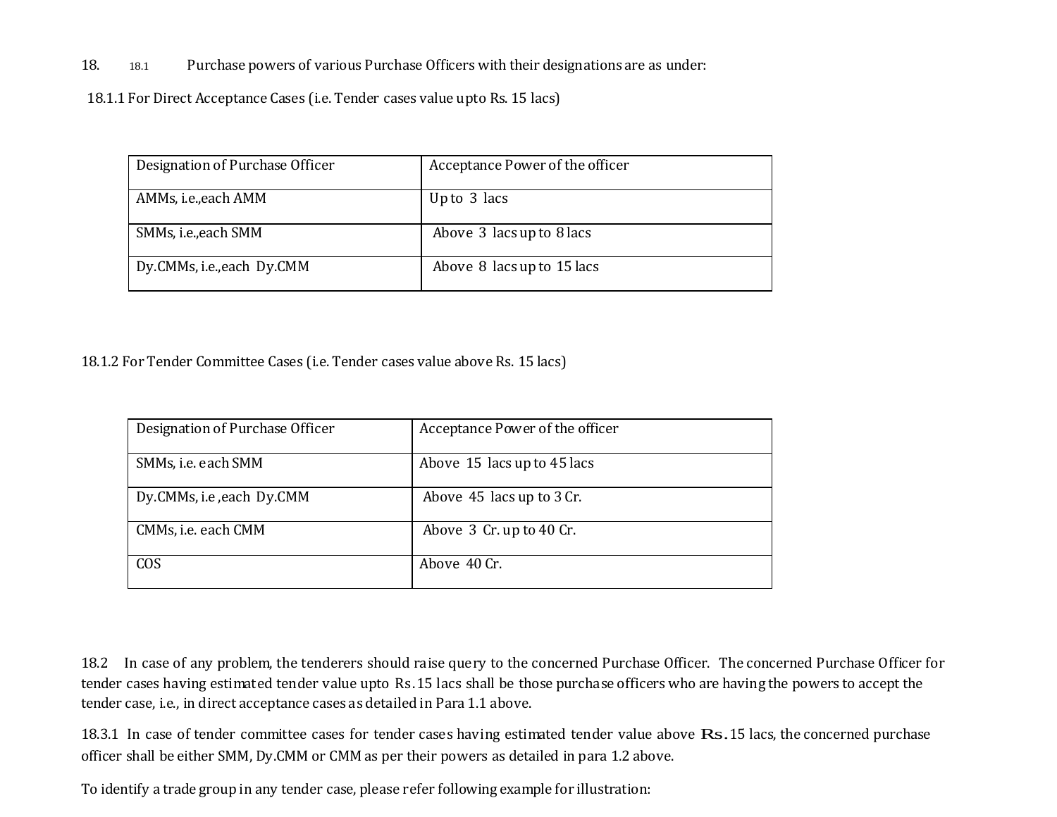18. 18.1 Purchase powers of various Purchase Officers with their designations are as under:

18.1.1 For Direct Acceptance Cases (i.e. Tender cases value upto Rs. 15 lacs)

| Designation of Purchase Officer | Acceptance Power of the officer |
|---|---|
| AMMs, i.e.,each AMM | Up to 3 lacs |
| SMMs, i.e.,each SMM | Above 3 lacs up to 8 lacs |
| Dy.CMMs, i.e.,each Dy.CMM | Above 8 lacs up to 15 lacs |

18.1.2 For Tender Committee Cases (i.e. Tender cases value above Rs. 15 lacs)

| Designation of Purchase Officer | Acceptance Power of the officer |
|---|---|
| SMMs, i.e. each SMM | Above 15 lacs up to 45 lacs |
| Dy.CMMs, i.e ,each Dy.CMM | Above 45 lacs up to 3 Cr. |
| CMMs, i.e. each CMM | Above 3 Cr. up to 40 Cr. |
| COS | Above 40 Cr. |

18.2 In case of any problem, the tenderers should raise query to the concerned Purchase Officer. The concerned Purchase Officer for tender cases having estimated tender value upto Rs.15 lacs shall be those purchase officers who are having the powers to accept the tender case, i.e., in direct acceptance cases as detailed in Para 1.1 above.

18.3.1 In case of tender committee cases for tender cases having estimated tender value above Rs.15 lacs, the concerned purchase officer shall be either SMM, Dy.CMM or CMM as per their powers as detailed in para 1.2 above.

To identify a trade group in any tender case, please refer following example for illustration: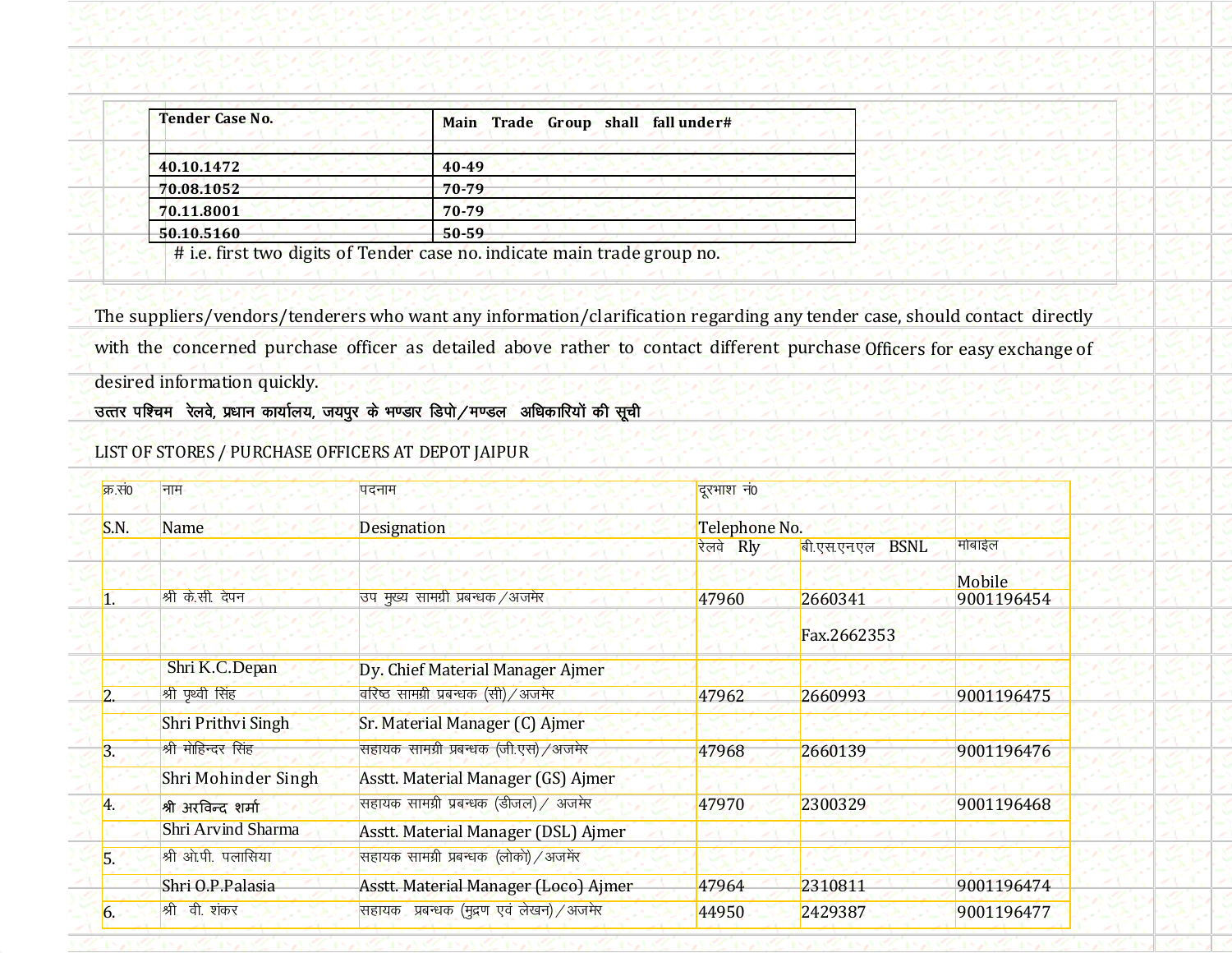| Tender Case No. | Main Trade Group shall fall under# |
|---|---|
| 40.10.1472 | 40-49 |
| 70.08.1052 | 70-79 |
| 70.11.8001 | 70-79 |
| 50.10.5160 | 50-59 |

# i.e. first two digits of Tender case no. indicate main trade group no.

The suppliers/vendors/tenderers who want any information/clarification regarding any tender case, should contact directly with the concerned purchase officer as detailed above rather to contact different purchase Officers for easy exchange of desired information quickly.

**उत्तर पश्चिम रेलवे, प्रधान कार्यालय, जयपुर के भण्डार डिपो/मण्डल अधिकारियों की सूची**

LIST OF STORES / PURCHASE OFFICERS AT DEPOT JAIPUR

| क्र.सं0 | नाम | पदनाम | दूरभाष नं0 | | |
|---|---|---|---|---|---|
| S.N. | Name | Designation | Telephone No. | | |
| | | | रेलवे Rly | बी.एस.एनएल BSNL | मोबाइल Mobile |
| 1. | श्री के.सी. देपन<br>Shri K.C.Depan | उप मुख्य सामग्री प्रबन्धक/अजमेर<br>Dy. Chief Material Manager Ajmer | 47960 | 2660341<br>Fax.2662353 | 9001196454 |
| 2. | श्री पृथ्वी सिंह<br>Shri Prithvi Singh | वरिष्ठ सामग्री प्रबन्धक (सी)/अजमेर<br>Sr. Material Manager (C) Ajmer | 47962 | 2660993 | 9001196475 |
| 3. | श्री मोहिन्दर सिंह<br>Shri Mohinder Singh | सहायक सामग्री प्रबन्धक (जी.एस)/अजमेर<br>Asstt. Material Manager (GS) Ajmer | 47968 | 2660139 | 9001196476 |
| 4. | श्री अरविन्द शर्मा<br>Shri Arvind Sharma | सहायक सामग्री प्रबन्धक (डीजल)/ अजमेर<br>Asstt. Material Manager (DSL) Ajmer | 47970 | 2300329 | 9001196468 |
| 5. | श्री ओ.पी. पलासिया<br>Shri O.P.Palasia | सहायक सामग्री प्रबन्धक (लोको)/अजमेर<br>Asstt. Material Manager (Loco) Ajmer | 47964 | 2310811 | 9001196474 |
| 6. | श्री वी. शंकर | सहायक प्रबन्धक (मुद्रण एवं लेखन)/अजमेर | 44950 | 2429387 | 9001196477 |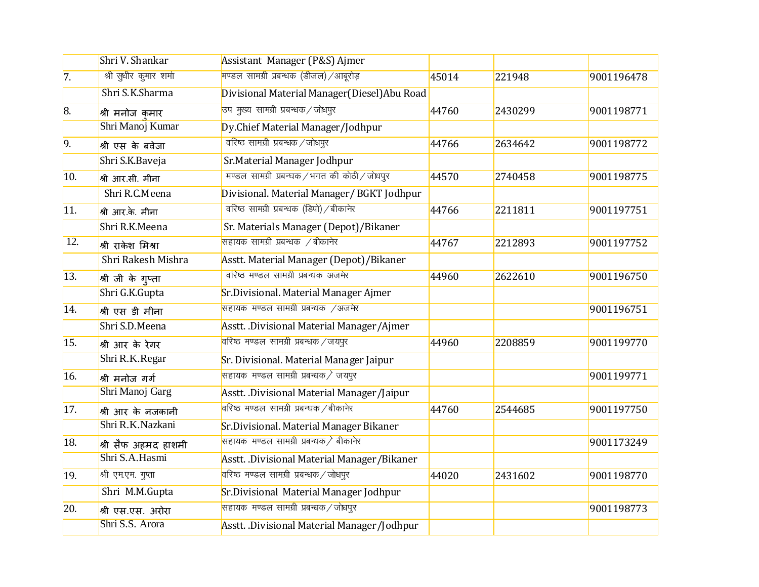|  |  |  |  |  |  |
|---|---|---|---|---|---|
|  | Shri V. Shankar | Assistant Manager (P&S) Ajmer |  |  |  |
| 7. | श्री सुधीर कुमार शर्मा | मण्डल सामग्री प्रबन्धक (डीजल)/आबूरोड़ | 45014 | 221948 | 9001196478 |
|  | Shri S.K.Sharma | Divisional Material Manager(Diesel)Abu Road |  |  |  |
| 8. | श्री मनोज कुमार | उप मुख्य सामग्री प्रबन्धक/जोधपुर | 44760 | 2430299 | 9001198771 |
|  | Shri Manoj Kumar | Dy.Chief Material Manager/Jodhpur |  |  |  |
| 9. | श्री एस के बवेजा | वरिष्ठ सामग्री प्रबन्धक/जोधपुर | 44766 | 2634642 | 9001198772 |
|  | Shri S.K.Baveja | Sr.Material Manager Jodhpur |  |  |  |
| 10. | श्री आर.सी. मीना | मण्डल सामग्री प्रबन्धक/भगत की कोठी/जोधपुर | 44570 | 2740458 | 9001198775 |
|  | Shri R.C.Meena | Divisional. Material Manager/ BGKT Jodhpur |  |  |  |
| 11. | श्री आर.के. मीना | वरिष्ठ सामग्री प्रबन्धक (डिपो)/बीकानेर | 44766 | 2211811 | 9001197751 |
|  | Shri R.K.Meena | Sr. Materials Manager (Depot)/Bikaner |  |  |  |
| 12. | श्री राकेश मिश्रा | सहायक सामग्री प्रबन्धक /बीकानेर | 44767 | 2212893 | 9001197752 |
|  | Shri Rakesh Mishra | Asstt. Material Manager (Depot)/Bikaner |  |  |  |
| 13. | श्री जी के गुप्ता | वरिष्ठ मण्डल सामग्री प्रबन्धक अजमेर | 44960 | 2622610 | 9001196750 |
|  | Shri G.K.Gupta | Sr.Divisional. Material Manager Ajmer |  |  |  |
| 14. | श्री एस डी मीना | सहायक मण्डल सामग्री प्रबन्धक /अजमेर |  |  | 9001196751 |
|  | Shri S.D.Meena | Asstt. .Divisional Material Manager/Ajmer |  |  |  |
| 15. | श्री आर के रेगर | वरिष्ठ मण्डल सामग्री प्रबन्धक/जयपुर | 44960 | 2208859 | 9001199770 |
|  | Shri R.K.Regar | Sr. Divisional. Material Manager Jaipur |  |  |  |
| 16. | श्री मनोज गर्ग | सहायक मण्डल सामग्री प्रबन्धक/ जयपुर |  |  | 9001199771 |
|  | Shri Manoj Garg | Asstt. .Divisional Material Manager/Jaipur |  |  |  |
| 17. | श्री आर के नजकानी | वरिष्ठ मण्डल सामग्री प्रबन्धक/बीकानेर | 44760 | 2544685 | 9001197750 |
|  | Shri R.K.Nazkani | Sr.Divisional. Material Manager Bikaner |  |  |  |
| 18. | श्री सैफ अहमद हाशमी | सहायक मण्डल सामग्री प्रबन्धक/ बीकानेर |  |  | 9001173249 |
|  | Shri S.A.Hasmi | Asstt. .Divisional Material Manager/Bikaner |  |  |  |
| 19. | श्री एम.एम. गुप्ता | वरिष्ठ मण्डल सामग्री प्रबन्धक/जोधपुर | 44020 | 2431602 | 9001198770 |
|  | Shri M.M.Gupta | Sr.Divisional Material Manager Jodhpur |  |  |  |
| 20. | श्री एस.एस. अरोरा | सहायक मण्डल सामग्री प्रबन्धक/जोधपुर |  |  | 9001198773 |
|  | Shri S.S. Arora | Asstt. .Divisional Material Manager/Jodhpur |  |  |  |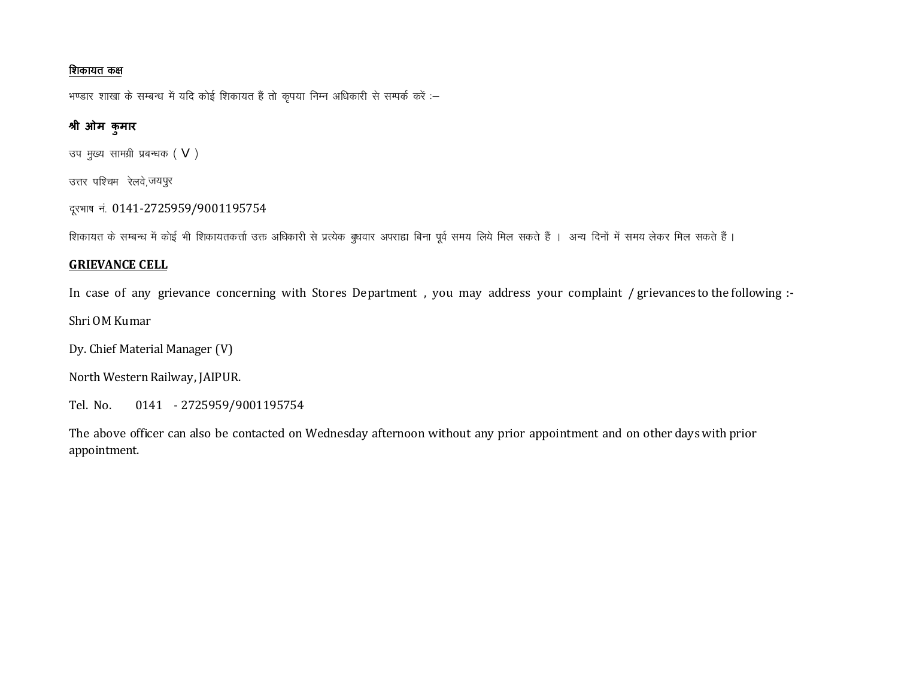**<u>शिकायत कक्ष</u>**

भण्डार शाखा के सम्बन्ध में यदि कोई शिकायत हैं तो कृपया निम्न अधिकारी से सम्पर्क करें :–

**श्री ओम कुमार**

उप मुख्य सामग्री प्रबन्धक ( V )

उत्तर पश्चिम रेलवे,जयपुर

दूरभाष नं. 0141-2725959/9001195754

शिकायत के सम्बन्ध में कोई भी शिकायतकर्त्ता उक्त अधिकारी से प्रत्येक बुधवार अपराह्न बिना पूर्व समय लिये मिल सकते हैं । अन्य दिनों में समय लेकर मिल सकते हैं ।

**<u>GRIEVANCE CELL</u>**

In case of any grievance concerning with Stores Department , you may address your complaint / grievances to the following :-

Shri OM Kumar

Dy. Chief Material Manager (V)

North Western Railway, JAIPUR.

Tel. No. 0141 - 2725959/9001195754

The above officer can also be contacted on Wednesday afternoon without any prior appointment and on other days with prior appointment.